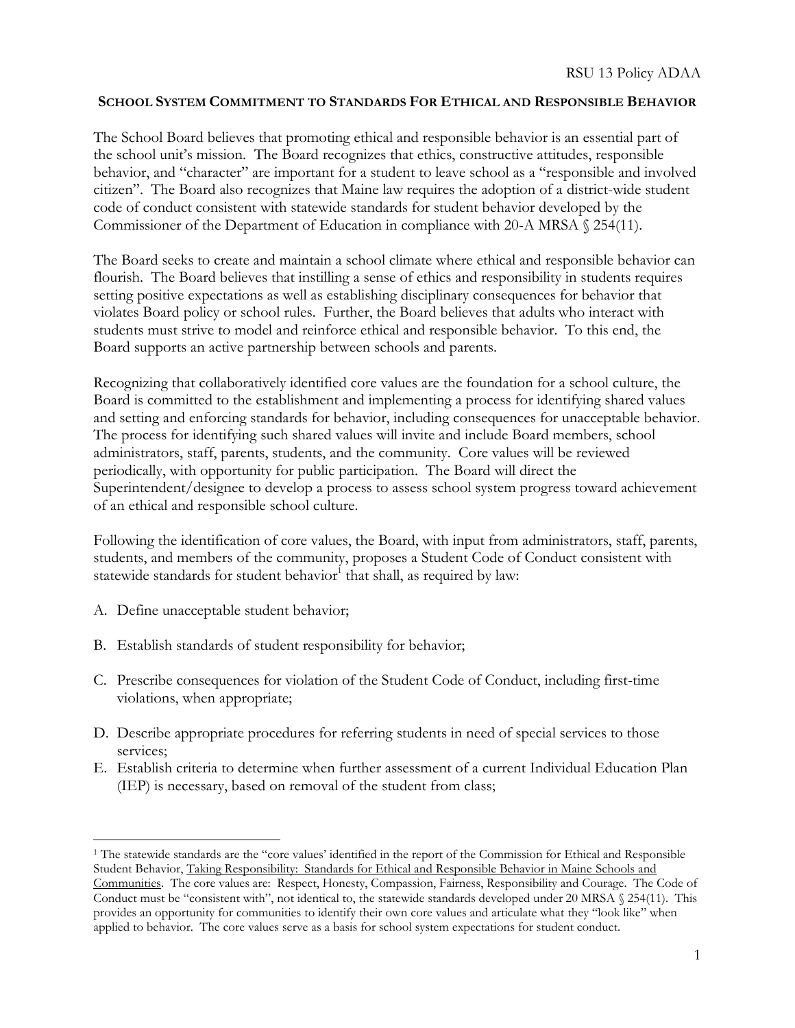RSU 13 Policy ADAA

## SCHOOL SYSTEM COMMITMENT TO STANDARDS FOR ETHICAL AND RESPONSIBLE BEHAVIOR

The School Board believes that promoting ethical and responsible behavior is an essential part of the school unit's mission. The Board recognizes that ethics, constructive attitudes, responsible behavior, and "character" are important for a student to leave school as a "responsible and involved citizen". The Board also recognizes that Maine law requires the adoption of a district-wide student code of conduct consistent with statewide standards for student behavior developed by the Commissioner of the Department of Education in compliance with 20-A MRSA § 254(11).

The Board seeks to create and maintain a school climate where ethical and responsible behavior can flourish. The Board believes that instilling a sense of ethics and responsibility in students requires setting positive expectations as well as establishing disciplinary consequences for behavior that violates Board policy or school rules. Further, the Board believes that adults who interact with students must strive to model and reinforce ethical and responsible behavior. To this end, the Board supports an active partnership between schools and parents.

Recognizing that collaboratively identified core values are the foundation for a school culture, the Board is committed to the establishment and implementing a process for identifying shared values and setting and enforcing standards for behavior, including consequences for unacceptable behavior. The process for identifying such shared values will invite and include Board members, school administrators, staff, parents, students, and the community. Core values will be reviewed periodically, with opportunity for public participation. The Board will direct the Superintendent/designee to develop a process to assess school system progress toward achievement of an ethical and responsible school culture.

Following the identification of core values, the Board, with input from administrators, staff, parents, students, and members of the community, proposes a Student Code of Conduct consistent with statewide standards for student behavior[1] that shall, as required by law:

A. Define unacceptable student behavior;

B. Establish standards of student responsibility for behavior;

C. Prescribe consequences for violation of the Student Code of Conduct, including first-time violations, when appropriate;

D. Describe appropriate procedures for referring students in need of special services to those services;

E. Establish criteria to determine when further assessment of a current Individual Education Plan (IEP) is necessary, based on removal of the student from class;

---

[1] The statewide standards are the "core values' identified in the report of the Commission for Ethical and Responsible Student Behavior, Taking Responsibility: Standards for Ethical and Responsible Behavior in Maine Schools and Communities. The core values are: Respect, Honesty, Compassion, Fairness, Responsibility and Courage. The Code of Conduct must be "consistent with", not identical to, the statewide standards developed under 20 MRSA § 254(11). This provides an opportunity for communities to identify their own core values and articulate what they "look like" when applied to behavior. The core values serve as a basis for school system expectations for student conduct.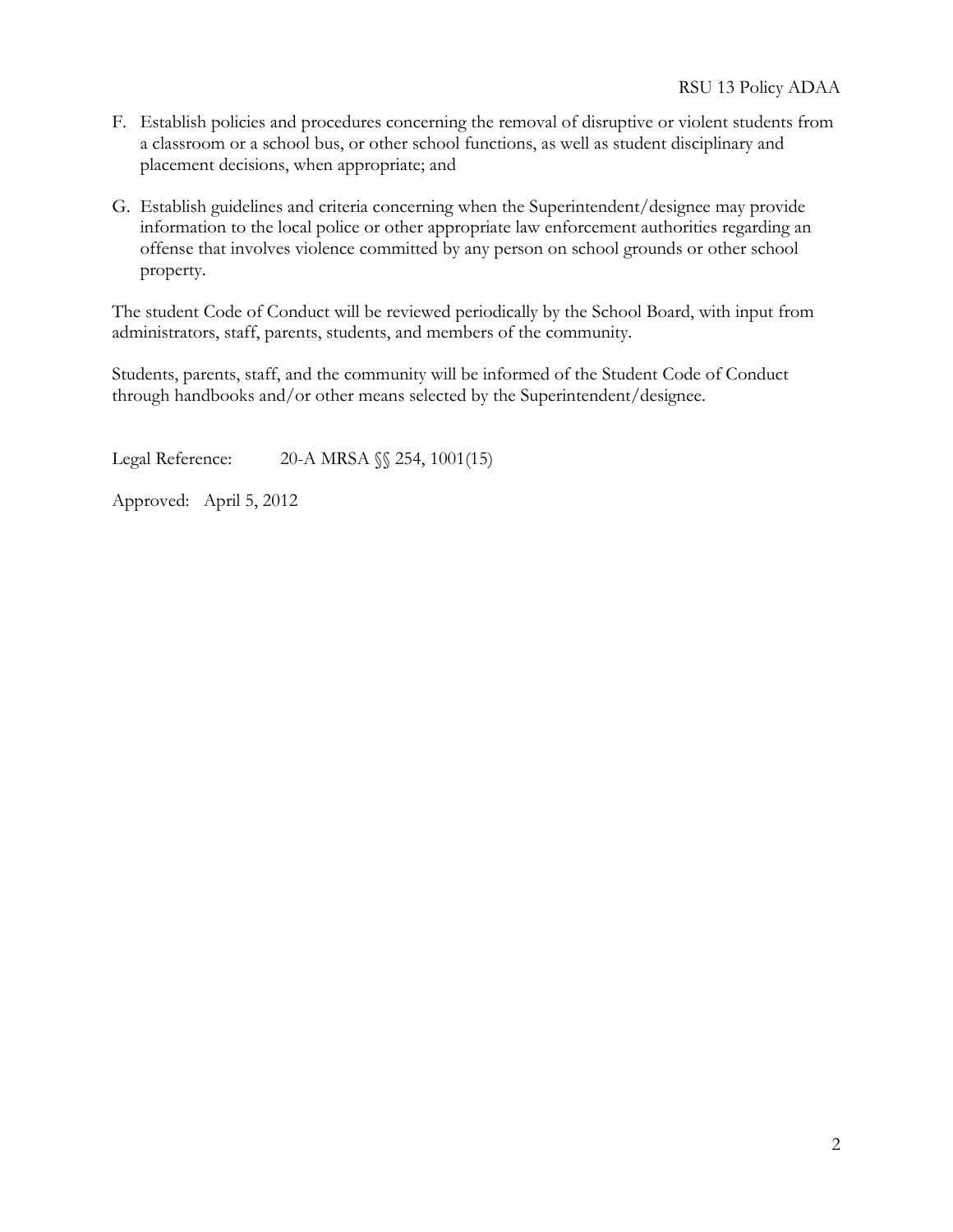F. Establish policies and procedures concerning the removal of disruptive or violent students from a classroom or a school bus, or other school functions, as well as student disciplinary and placement decisions, when appropriate; and

G. Establish guidelines and criteria concerning when the Superintendent/designee may provide information to the local police or other appropriate law enforcement authorities regarding an offense that involves violence committed by any person on school grounds or other school property.

The student Code of Conduct will be reviewed periodically by the School Board, with input from administrators, staff, parents, students, and members of the community.

Students, parents, staff, and the community will be informed of the Student Code of Conduct through handbooks and/or other means selected by the Superintendent/designee.

Legal Reference: 20-A MRSA §§ 254, 1001(15)

Approved: April 5, 2012